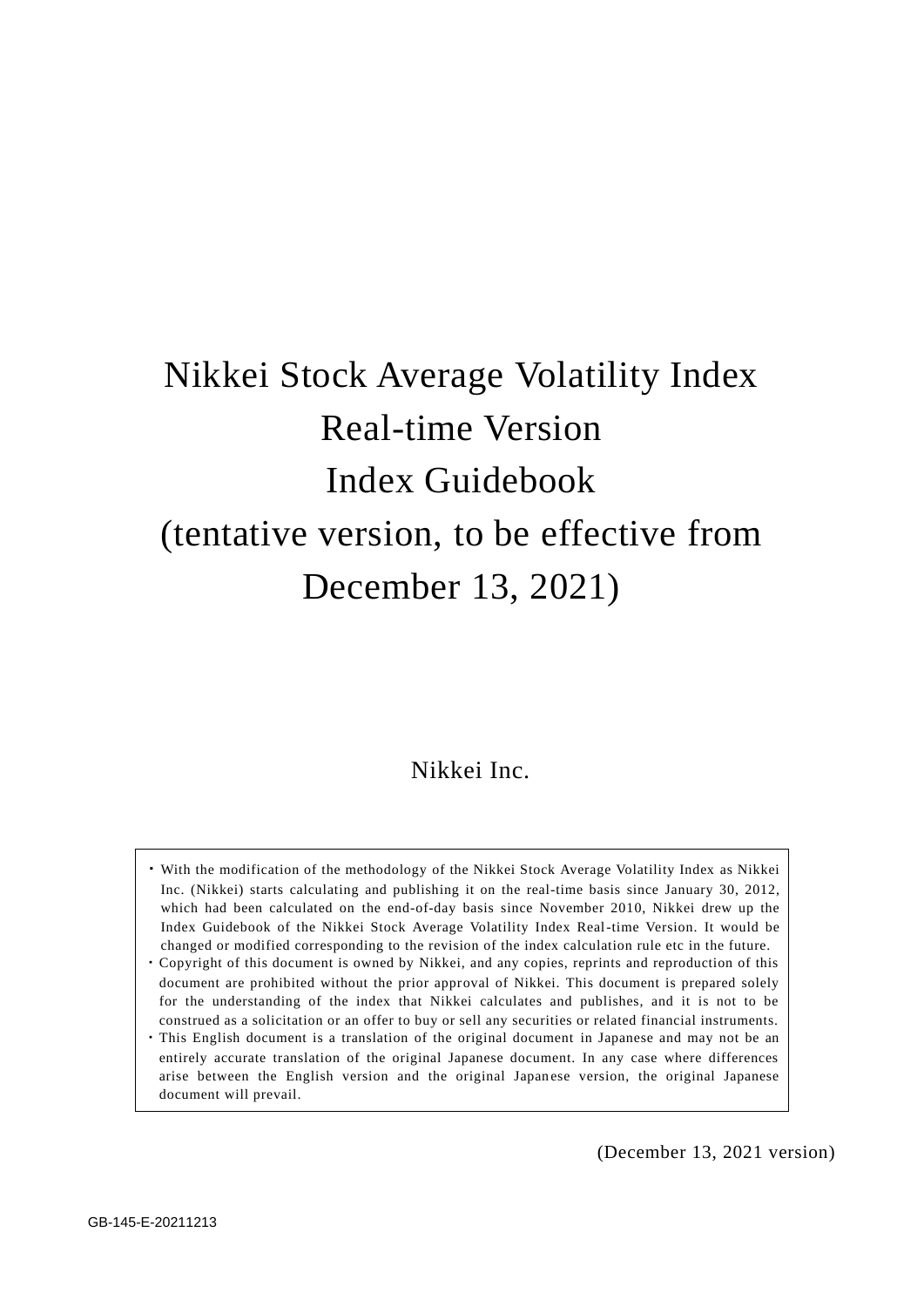# Nikkei Stock Average Volatility Index Real-time Version Index Guidebook (tentative version, to be effective from December 13, 2021)

Nikkei Inc.

- With the modification of the methodology of the Nikkei Stock Average Volatility Index as Nikkei Inc. (Nikkei) starts calculating and publishing it on the real-time basis since January 30, 2012, which had been calculated on the end-of-day basis since November 2010, Nikkei drew up the Index Guidebook of the Nikkei Stock Average Volatility Index Real-time Version. It would be changed or modified corresponding to the revision of the index calculation rule etc in the future.
- Copyright of this document is owned by Nikkei, and any copies, reprints and reproduction of this document are prohibited without the prior approval of Nikkei. This document is prepared solely for the understanding of the index that Nikkei calculates and publishes, and it is not to be construed as a solicitation or an offer to buy or sell any securities or related financial instruments.
- This English document is a translation of the original document in Japanese and may not be an entirely accurate translation of the original Japanese document. In any case where differences arise between the English version and the original Japanese version, the original Japanese document will prevail.

(December 13, 2021 version)

GB-145-E-20211213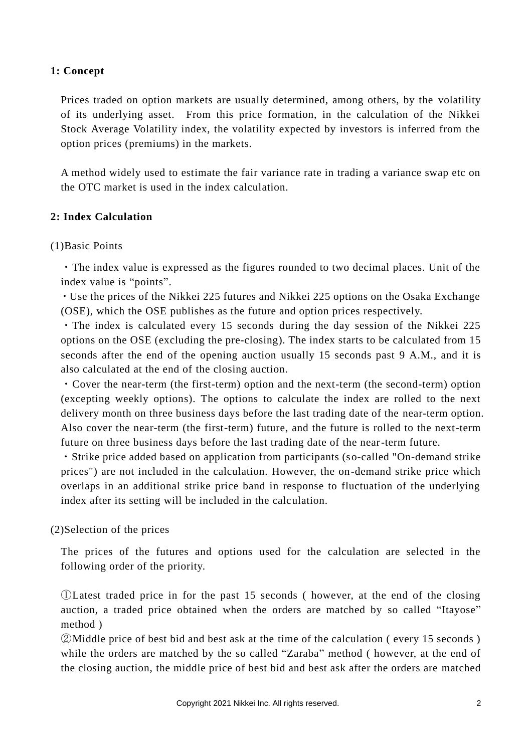## 1: Concept

Prices traded on option markets are usually determined, among others, by the volatility of its underlying asset. From this price formation, in the calculation of the Nikkei Stock Average Volatility index, the volatility expected by investors is inferred from the option prices (premiums) in the markets.

A method widely used to estimate the fair variance rate in trading a variance swap etc on the OTC market is used in the index calculation.

## 2: Index Calculation

(1)Basic Points

・The index value is expressed as the figures rounded to two decimal places. Unit of the index value is "points".
・Use the prices of the Nikkei 225 futures and Nikkei 225 options on the Osaka Exchange (OSE), which the OSE publishes as the future and option prices respectively.
・The index is calculated every 15 seconds during the day session of the Nikkei 225 options on the OSE (excluding the pre-closing). The index starts to be calculated from 15 seconds after the end of the opening auction usually 15 seconds past 9 A.M., and it is also calculated at the end of the closing auction.
・Cover the near-term (the first-term) option and the next-term (the second-term) option (excepting weekly options). The options to calculate the index are rolled to the next delivery month on three business days before the last trading date of the near-term option. Also cover the near-term (the first-term) future, and the future is rolled to the next-term future on three business days before the last trading date of the near-term future.
・Strike price added based on application from participants (so-called "On-demand strike prices") are not included in the calculation. However, the on-demand strike price which overlaps in an additional strike price band in response to fluctuation of the underlying index after its setting will be included in the calculation.

(2)Selection of the prices

The prices of the futures and options used for the calculation are selected in the following order of the priority.

①Latest traded price in for the past 15 seconds ( however, at the end of the closing auction, a traded price obtained when the orders are matched by so called "Itayose" method )
②Middle price of best bid and best ask at the time of the calculation ( every 15 seconds ) while the orders are matched by the so called "Zaraba" method ( however, at the end of the closing auction, the middle price of best bid and best ask after the orders are matched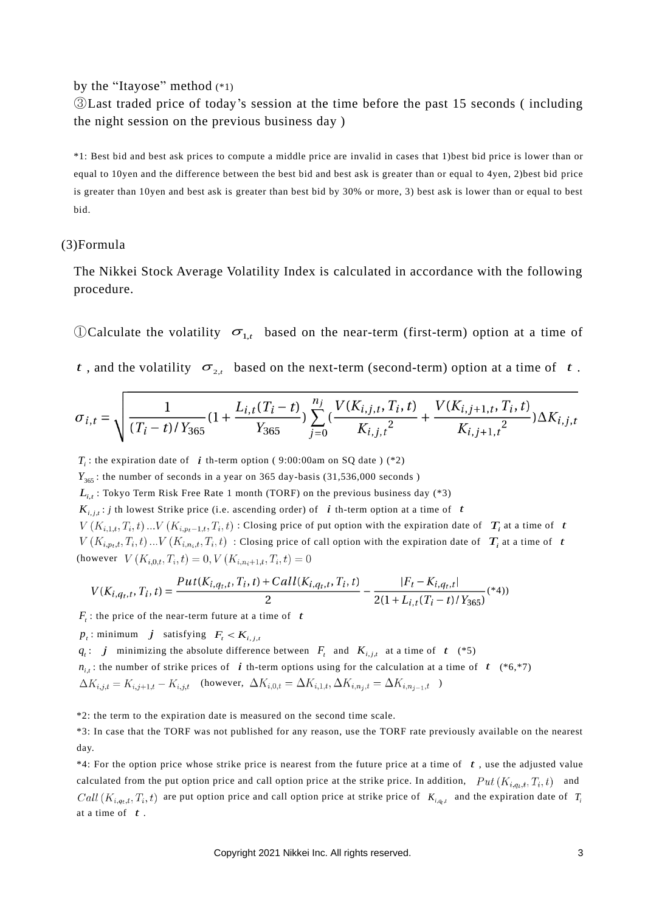by the “Itayose” method (*1)

③Last traded price of today’s session at the time before the past 15 seconds ( including the night session on the previous business day )

*1: Best bid and best ask prices to compute a middle price are invalid in cases that 1)best bid price is lower than or equal to 10yen and the difference between the best bid and best ask is greater than or equal to 4yen, 2)best bid price is greater than 10yen and best ask is greater than best bid by 30% or more, 3) best ask is lower than or equal to best bid.

(3)Formula

The Nikkei Stock Average Volatility Index is calculated in accordance with the following procedure.

①Calculate the volatility $\sigma_{1,t}$ based on the near-term (first-term) option at a time of $t$ , and the volatility $\sigma_{2,t}$ based on the next-term (second-term) option at a time of $t$ .

$$\sigma_{i,t} = \sqrt{\frac{1}{(T_i - t)/Y_{365}}\left(1 + \frac{L_{i,t}(T_i - t)}{Y_{365}}\right)\sum_{j=0}^{n_j}\left(\frac{V(K_{i,j,t}, T_i, t)}{K_{i,j,t}^{2}} + \frac{V(K_{i,j+1,t}, T_i, t)}{K_{i,j+1,t}^{2}}\right)\Delta K_{i,j,t}}$$

$T_i$ : the expiration date of $i$ th-term option ( 9:00:00am on SQ date ) (*2)

$Y_{365}$ : the number of seconds in a year on 365 day-basis (31,536,000 seconds )

$L_{i,t}$ : Tokyo Term Risk Free Rate 1 month (TORF) on the previous business day (*3)

$K_{i,j,t}$ : $j$ th lowest Strike price (i.e. ascending order) of $i$ th-term option at a time of $t$

$V(K_{i,1,t}, T_i, t) \ldots V(K_{i,p_t-1,t}, T_i, t)$ : Closing price of put option with the expiration date of $T_i$ at a time of $t$

$V(K_{i,p_t,t}, T_i, t) \ldots V(K_{i,n_i,t}, T_i, t)$ : Closing price of call option with the expiration date of $T_i$ at a time of $t$

(however $V(K_{i,0,t}, T_i, t) = 0, V(K_{i,n_i+1,t}, T_i, t) = 0$

$$V(K_{i,q_t,t}, T_i, t) = \frac{Put(K_{i,q_t,t}, T_i, t) + Call(K_{i,q_t,t}, T_i, t)}{2} - \frac{|F_t - K_{i,q_t,t}|}{2(1 + L_{i,t}(T_i - t)/Y_{365})} \text{(*4))}$$

$F_t$ : the price of the near-term future at a time of $t$

$p_t$ : minimum $j$ satisfying $F_t < K_{i,j,t}$

$q_t$ : $j$ minimizing the absolute difference between $F_t$ and $K_{i,j,t}$ at a time of $t$ (*5)

$n_{i,t}$ : the number of strike prices of $i$ th-term options using for the calculation at a time of $t$ (*6,*7)

$\Delta K_{i,j,t} = K_{i,j+1,t} - K_{i,j,t}$ (however, $\Delta K_{i,0,t} = \Delta K_{i,1,t}, \Delta K_{i,n_j,t} = \Delta K_{i,n_{j-1},t}$ )

*2: the term to the expiration date is measured on the second time scale.

*3: In case that the TORF was not published for any reason, use the TORF rate previously available on the nearest day.

*4: For the option price whose strike price is nearest from the future price at a time of $t$ , use the adjusted value calculated from the put option price and call option price at the strike price. In addition, $Put(K_{i,q_t,t}, T_i, t)$ and $Call(K_{i,q_t,t}, T_i, t)$ are put option price and call option price at strike price of $K_{i,q_t,t}$ and the expiration date of $T_i$ at a time of $t$ .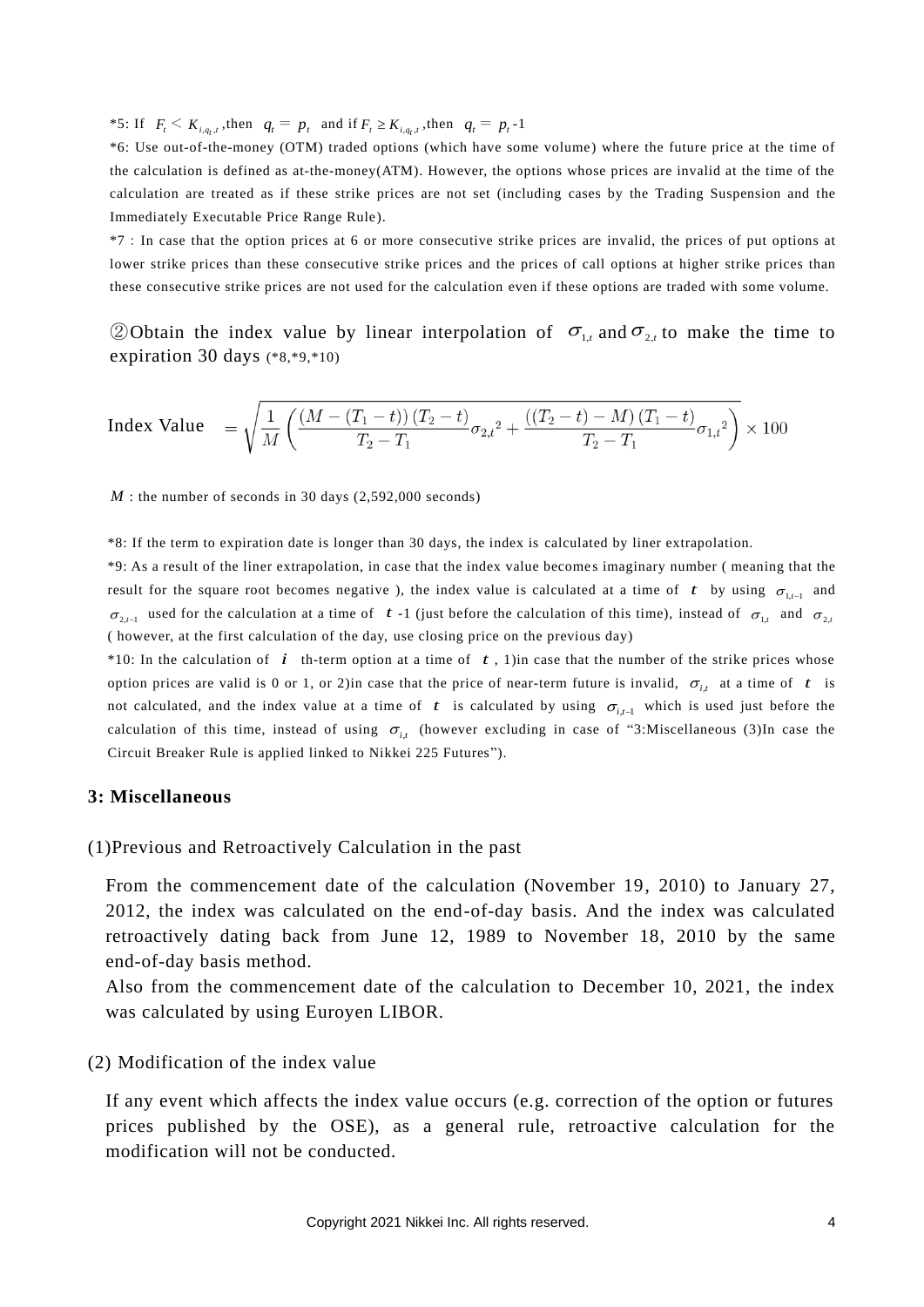*5: If $F_t < K_{i,q_t,t}$ ,then $q_t = p_t$ and if $F_t \geq K_{i,q_t,t}$ ,then $q_t = p_t$ -1

*6: Use out-of-the-money (OTM) traded options (which have some volume) where the future price at the time of the calculation is defined as at-the-money(ATM). However, the options whose prices are invalid at the time of the calculation are treated as if these strike prices are not set (including cases by the Trading Suspension and the Immediately Executable Price Range Rule).

*7 : In case that the option prices at 6 or more consecutive strike prices are invalid, the prices of put options at lower strike prices than these consecutive strike prices and the prices of call options at higher strike prices than these consecutive strike prices are not used for the calculation even if these options are traded with some volume.

②Obtain the index value by linear interpolation of $\sigma_{1,t}$ and $\sigma_{2,t}$ to make the time to expiration 30 days (*8,*9,*10)

$$\text{Index Value} = \sqrt{\frac{1}{M}\left(\frac{(M-(T_1-t))(T_2-t)}{T_2-T_1}{\sigma_{2,t}}^2 + \frac{((T_2-t)-M)(T_1-t)}{T_2-T_1}{\sigma_{1,t}}^2\right)} \times 100$$

$M$ : the number of seconds in 30 days (2,592,000 seconds)

*8: If the term to expiration date is longer than 30 days, the index is calculated by liner extrapolation.

*9: As a result of the liner extrapolation, in case that the index value becomes imaginary number ( meaning that the result for the square root becomes negative ), the index value is calculated at a time of $t$ by using $\sigma_{1,t-1}$ and $\sigma_{2,t-1}$ used for the calculation at a time of $t$ -1 (just before the calculation of this time), instead of $\sigma_{1,t}$ and $\sigma_{2,t}$ ( however, at the first calculation of the day, use closing price on the previous day)

*10: In the calculation of $i$ th-term option at a time of $t$ , 1)in case that the number of the strike prices whose option prices are valid is 0 or 1, or 2)in case that the price of near-term future is invalid, $\sigma_{i,t}$ at a time of $t$ is not calculated, and the index value at a time of $t$ is calculated by using $\sigma_{i,t-1}$ which is used just before the calculation of this time, instead of using $\sigma_{i,t}$ (however excluding in case of "3:Miscellaneous (3)In case the Circuit Breaker Rule is applied linked to Nikkei 225 Futures").

## 3: Miscellaneous

(1)Previous and Retroactively Calculation in the past

From the commencement date of the calculation (November 19, 2010) to January 27, 2012, the index was calculated on the end-of-day basis. And the index was calculated retroactively dating back from June 12, 1989 to November 18, 2010 by the same end-of-day basis method.

Also from the commencement date of the calculation to December 10, 2021, the index was calculated by using Euroyen LIBOR.

(2) Modification of the index value

If any event which affects the index value occurs (e.g. correction of the option or futures prices published by the OSE), as a general rule, retroactive calculation for the modification will not be conducted.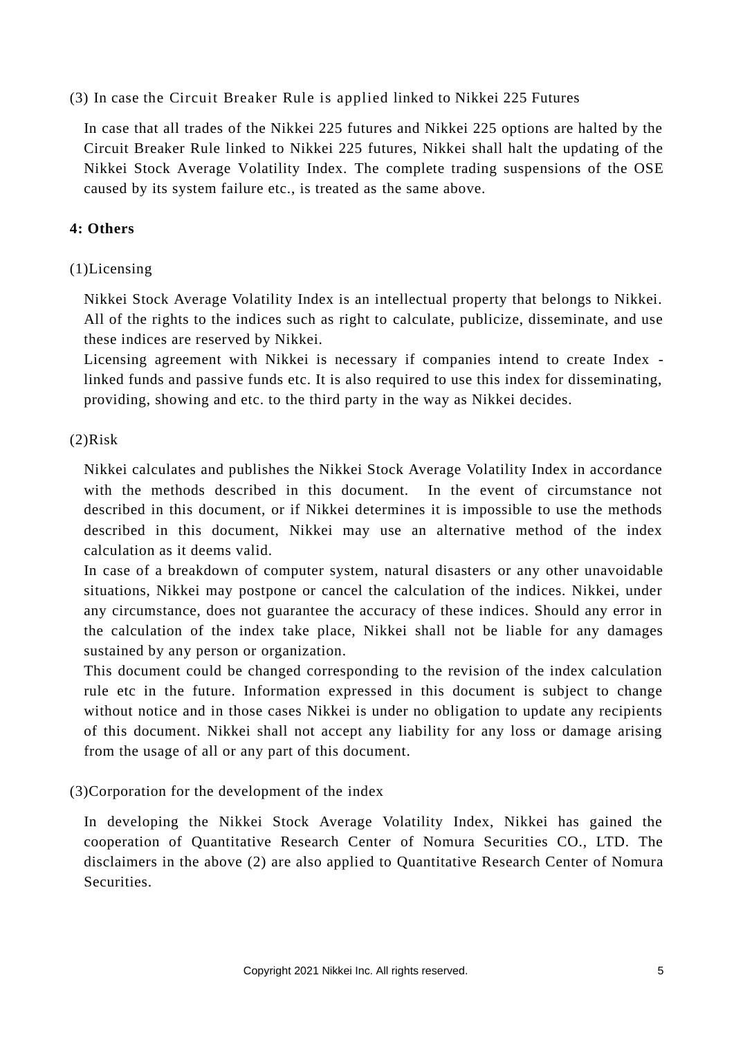(3) In case the Circuit Breaker Rule is applied linked to Nikkei 225 Futures

In case that all trades of the Nikkei 225 futures and Nikkei 225 options are halted by the Circuit Breaker Rule linked to Nikkei 225 futures, Nikkei shall halt the updating of the Nikkei Stock Average Volatility Index. The complete trading suspensions of the OSE caused by its system failure etc., is treated as the same above.

**4: Others**

(1)Licensing

Nikkei Stock Average Volatility Index is an intellectual property that belongs to Nikkei. All of the rights to the indices such as right to calculate, publicize, disseminate, and use these indices are reserved by Nikkei.
Licensing agreement with Nikkei is necessary if companies intend to create Index - linked funds and passive funds etc. It is also required to use this index for disseminating, providing, showing and etc. to the third party in the way as Nikkei decides.

(2)Risk

Nikkei calculates and publishes the Nikkei Stock Average Volatility Index in accordance with the methods described in this document. In the event of circumstance not described in this document, or if Nikkei determines it is impossible to use the methods described in this document, Nikkei may use an alternative method of the index calculation as it deems valid.
In case of a breakdown of computer system, natural disasters or any other unavoidable situations, Nikkei may postpone or cancel the calculation of the indices. Nikkei, under any circumstance, does not guarantee the accuracy of these indices. Should any error in the calculation of the index take place, Nikkei shall not be liable for any damages sustained by any person or organization.
This document could be changed corresponding to the revision of the index calculation rule etc in the future. Information expressed in this document is subject to change without notice and in those cases Nikkei is under no obligation to update any recipients of this document. Nikkei shall not accept any liability for any loss or damage arising from the usage of all or any part of this document.

(3)Corporation for the development of the index

In developing the Nikkei Stock Average Volatility Index, Nikkei has gained the cooperation of Quantitative Research Center of Nomura Securities CO., LTD. The disclaimers in the above (2) are also applied to Quantitative Research Center of Nomura Securities.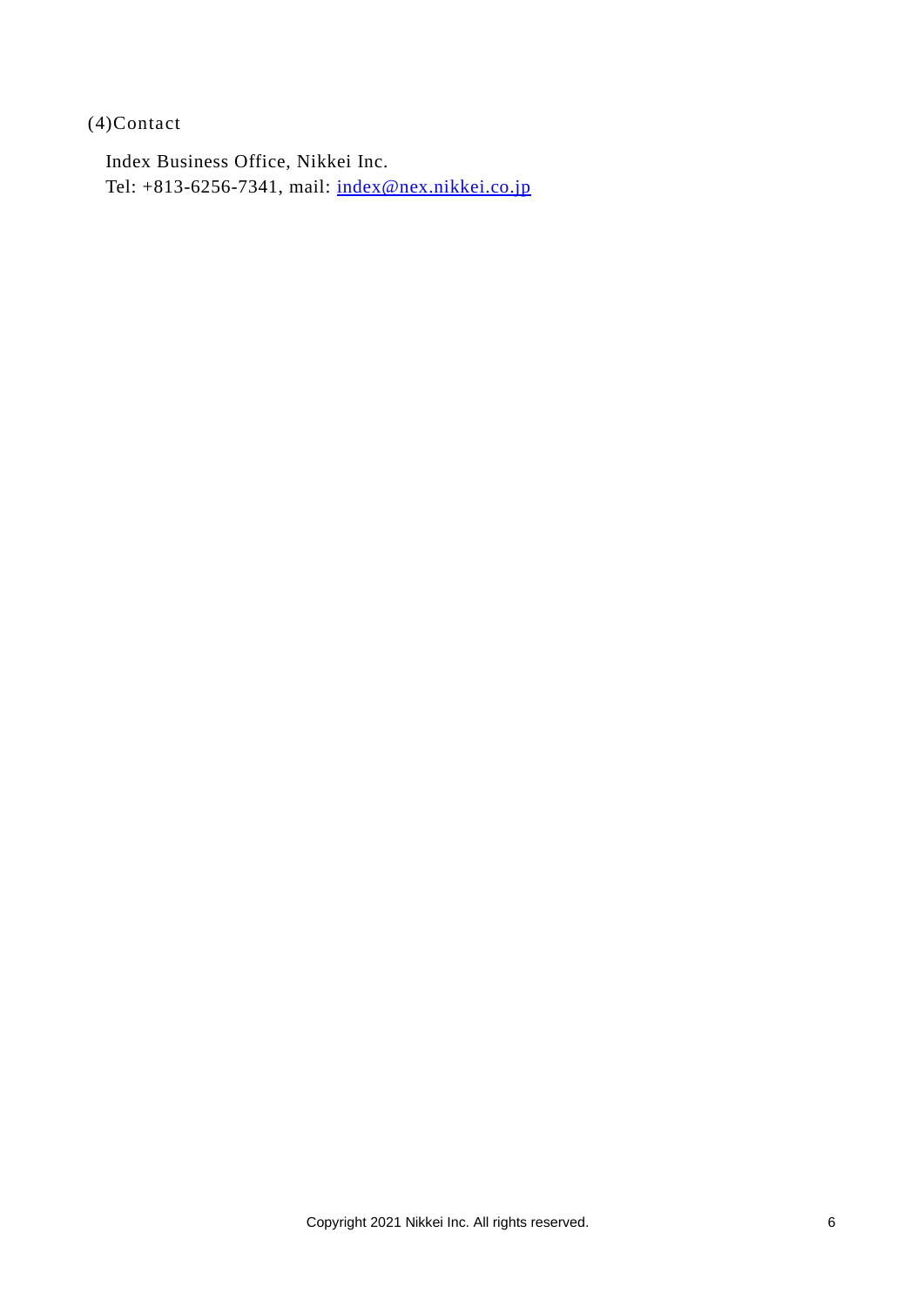(4)Contact

Index Business Office, Nikkei Inc.
Tel: +813-6256-7341, mail: [index@nex.nikkei.co.jp](mailto:index@nex.nikkei.co.jp)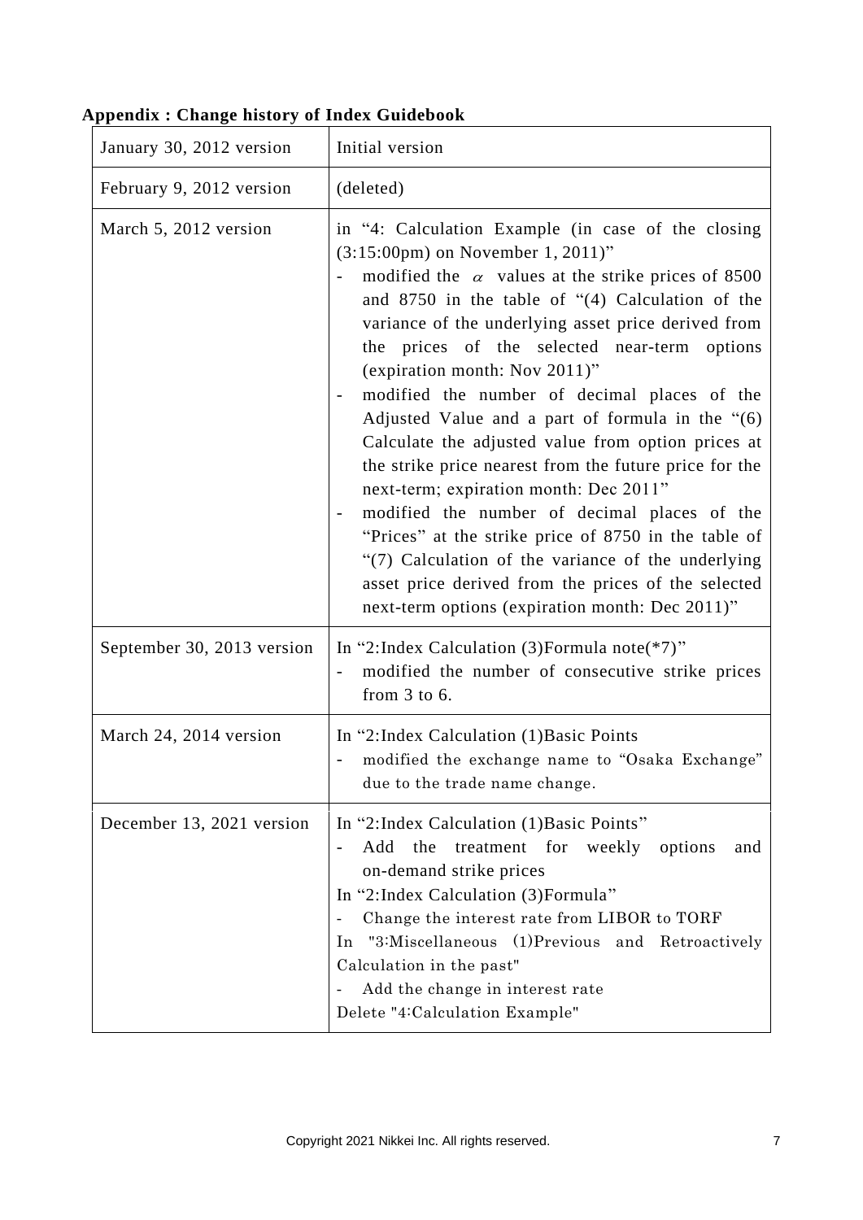**Appendix : Change history of Index Guidebook**

| | |
|---|---|
| January 30, 2012 version | Initial version |
| February 9, 2012 version | (deleted) |
| March 5, 2012 version | in "4: Calculation Example (in case of the closing (3:15:00pm) on November 1, 2011)"<br>- modified the $\alpha$ values at the strike prices of 8500 and 8750 in the table of "(4) Calculation of the variance of the underlying asset price derived from the prices of the selected near-term options (expiration month: Nov 2011)"<br>- modified the number of decimal places of the Adjusted Value and a part of formula in the "(6) Calculate the adjusted value from option prices at the strike price nearest from the future price for the next-term; expiration month: Dec 2011"<br>- modified the number of decimal places of the "Prices" at the strike price of 8750 in the table of "(7) Calculation of the variance of the underlying asset price derived from the prices of the selected next-term options (expiration month: Dec 2011)" |
| September 30, 2013 version | In "2:Index Calculation (3)Formula note(*7)"<br>- modified the number of consecutive strike prices from 3 to 6. |
| March 24, 2014 version | In "2:Index Calculation (1)Basic Points<br>- modified the exchange name to "Osaka Exchange" due to the trade name change. |
| December 13, 2021 version | In "2:Index Calculation (1)Basic Points"<br>- Add the treatment for weekly options and on-demand strike prices<br>In "2:Index Calculation (3)Formula"<br>- Change the interest rate from LIBOR to TORF<br>In "3:Miscellaneous (1)Previous and Retroactively Calculation in the past"<br>- Add the change in interest rate<br>Delete "4:Calculation Example" |